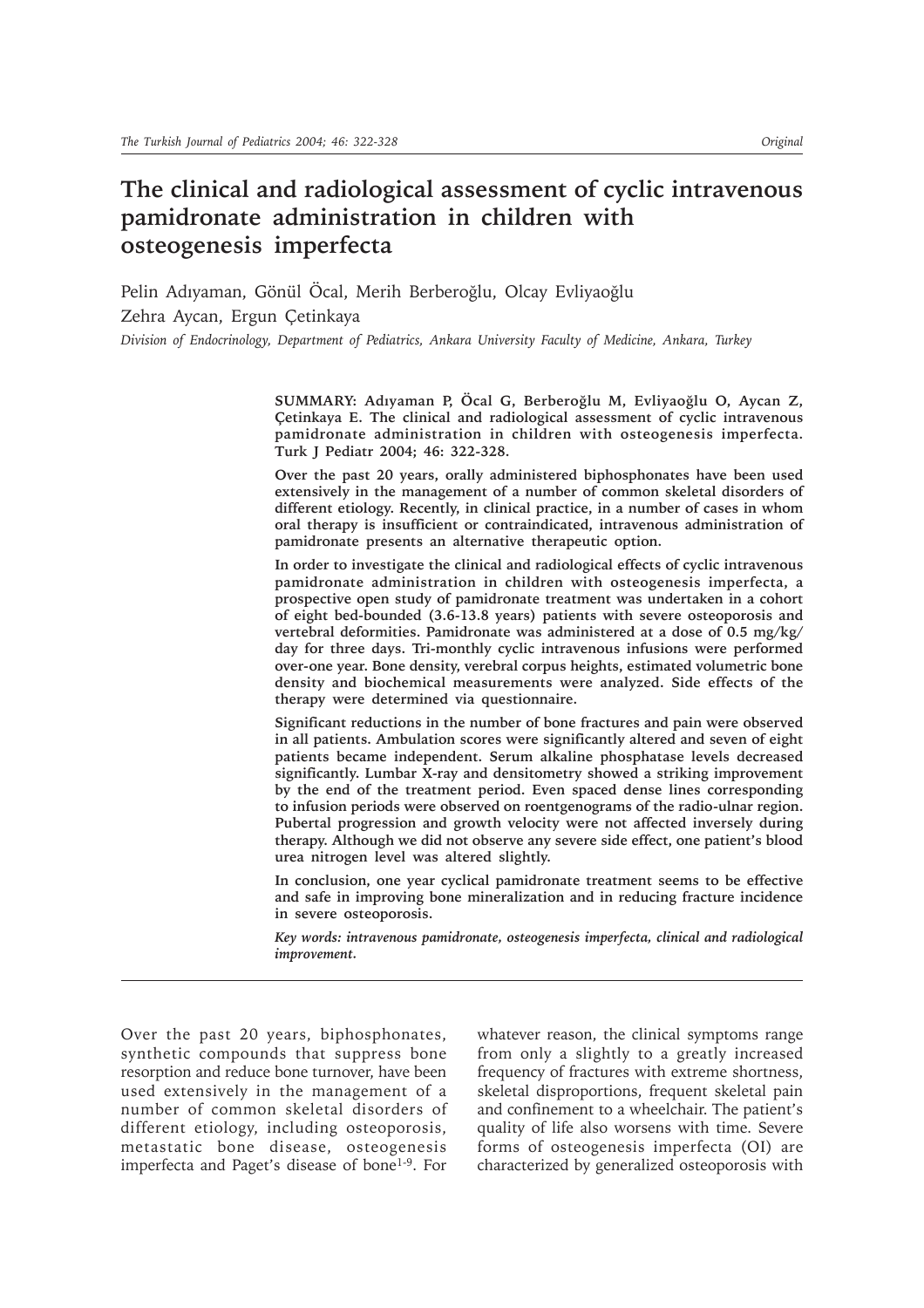Original

# The clinical and radiological assessment of cyclic intravenous pamidronate administration in children with osteogenesis imperfecta

Pelin Adıyaman, Gönül Öcal, Merih Berberoğlu, Olcay Evliyaoğlu
Zehra Aycan, Ergun Çetinkaya

*Division of Endocrinology, Department of Pediatrics, Ankara University Faculty of Medicine, Ankara, Turkey*

**SUMMARY: Adıyaman P, Öcal G, Berberoğlu M, Evliyaoğlu O, Aycan Z, Çetinkaya E. The clinical and radiological assessment of cyclic intravenous pamidronate administration in children with osteogenesis imperfecta. Turk J Pediatr 2004; 46: 322-328.**

**Over the past 20 years, orally administered biphosphonates have been used extensively in the management of a number of common skeletal disorders of different etiology. Recently, in clinical practice, in a number of cases in whom oral therapy is insufficient or contraindicated, intravenous administration of pamidronate presents an alternative therapeutic option.**

**In order to investigate the clinical and radiological effects of cyclic intravenous pamidronate administration in children with osteogenesis imperfecta, a prospective open study of pamidronate treatment was undertaken in a cohort of eight bed-bounded (3.6-13.8 years) patients with severe osteoporosis and vertebral deformities. Pamidronate was administered at a dose of 0.5 mg/kg/day for three days. Tri-monthly cyclic intravenous infusions were performed over-one year. Bone density, verebral corpus heights, estimated volumetric bone density and biochemical measurements were analyzed. Side effects of the therapy were determined via questionnaire.**

**Significant reductions in the number of bone fractures and pain were observed in all patients. Ambulation scores were significantly altered and seven of eight patients became independent. Serum alkaline phosphatase levels decreased significantly. Lumbar X-ray and densitometry showed a striking improvement by the end of the treatment period. Even spaced dense lines corresponding to infusion periods were observed on roentgenograms of the radio-ulnar region. Pubertal progression and growth velocity were not affected inversely during therapy. Although we did not observe any severe side effect, one patient's blood urea nitrogen level was altered slightly.**

**In conclusion, one year cyclical pamidronate treatment seems to be effective and safe in improving bone mineralization and in reducing fracture incidence in severe osteoporosis.**

***Key words: intravenous pamidronate, osteogenesis imperfecta, clinical and radiological improvement.***

Over the past 20 years, biphosphonates, synthetic compounds that suppress bone resorption and reduce bone turnover, have been used extensively in the management of a number of common skeletal disorders of different etiology, including osteoporosis, metastatic bone disease, osteogenesis imperfecta and Paget's disease of bone[1-9]. For whatever reason, the clinical symptoms range from only a slightly to a greatly increased frequency of fractures with extreme shortness, skeletal disproportions, frequent skeletal pain and confinement to a wheelchair. The patient's quality of life also worsens with time. Severe forms of osteogenesis imperfecta (OI) are characterized by generalized osteoporosis with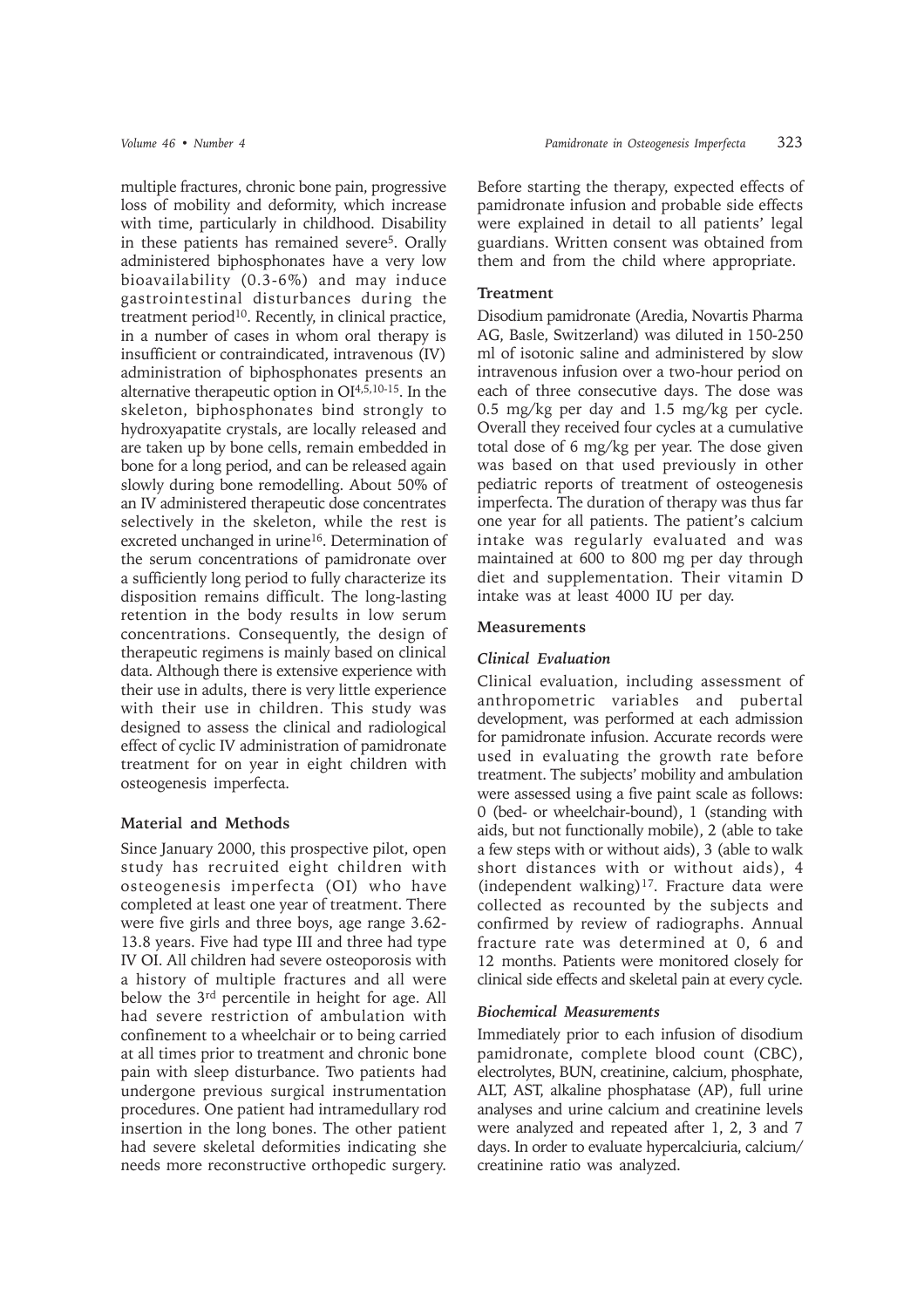multiple fractures, chronic bone pain, progressive loss of mobility and deformity, which increase with time, particularly in childhood. Disability in these patients has remained severe[5]. Orally administered biphosphonates have a very low bioavailability (0.3-6%) and may induce gastrointestinal disturbances during the treatment period[10]. Recently, in clinical practice, in a number of cases in whom oral therapy is insufficient or contraindicated, intravenous (IV) administration of biphosphonates presents an alternative therapeutic option in OI[4,5,10-15]. In the skeleton, biphosphonates bind strongly to hydroxyapatite crystals, are locally released and are taken up by bone cells, remain embedded in bone for a long period, and can be released again slowly during bone remodelling. About 50% of an IV administered therapeutic dose concentrates selectively in the skeleton, while the rest is excreted unchanged in urine[16]. Determination of the serum concentrations of pamidronate over a sufficiently long period to fully characterize its disposition remains difficult. The long-lasting retention in the body results in low serum concentrations. Consequently, the design of therapeutic regimens is mainly based on clinical data. Although there is extensive experience with their use in adults, there is very little experience with their use in children. This study was designed to assess the clinical and radiological effect of cyclic IV administration of pamidronate treatment for on year in eight children with osteogenesis imperfecta.

## Material and Methods

Since January 2000, this prospective pilot, open study has recruited eight children with osteogenesis imperfecta (OI) who have completed at least one year of treatment. There were five girls and three boys, age range 3.62-13.8 years. Five had type III and three had type IV OI. All children had severe osteoporosis with a history of multiple fractures and all were below the 3rd percentile in height for age. All had severe restriction of ambulation with confinement to a wheelchair or to being carried at all times prior to treatment and chronic bone pain with sleep disturbance. Two patients had undergone previous surgical instrumentation procedures. One patient had intramedullary rod insertion in the long bones. The other patient had severe skeletal deformities indicating she needs more reconstructive orthopedic surgery.

Before starting the therapy, expected effects of pamidronate infusion and probable side effects were explained in detail to all patients' legal guardians. Written consent was obtained from them and from the child where appropriate.

### Treatment

Disodium pamidronate (Aredia, Novartis Pharma AG, Basle, Switzerland) was diluted in 150-250 ml of isotonic saline and administered by slow intravenous infusion over a two-hour period on each of three consecutive days. The dose was 0.5 mg/kg per day and 1.5 mg/kg per cycle. Overall they received four cycles at a cumulative total dose of 6 mg/kg per year. The dose given was based on that used previously in other pediatric reports of treatment of osteogenesis imperfecta. The duration of therapy was thus far one year for all patients. The patient's calcium intake was regularly evaluated and was maintained at 600 to 800 mg per day through diet and supplementation. Their vitamin D intake was at least 4000 IU per day.

### Measurements

#### *Clinical Evaluation*

Clinical evaluation, including assessment of anthropometric variables and pubertal development, was performed at each admission for pamidronate infusion. Accurate records were used in evaluating the growth rate before treatment. The subjects' mobility and ambulation were assessed using a five paint scale as follows: 0 (bed- or wheelchair-bound), 1 (standing with aids, but not functionally mobile), 2 (able to take a few steps with or without aids), 3 (able to walk short distances with or without aids), 4 (independent walking)[17]. Fracture data were collected as recounted by the subjects and confirmed by review of radiographs. Annual fracture rate was determined at 0, 6 and 12 months. Patients were monitored closely for clinical side effects and skeletal pain at every cycle.

#### *Biochemical Measurements*

Immediately prior to each infusion of disodium pamidronate, complete blood count (CBC), electrolytes, BUN, creatinine, calcium, phosphate, ALT, AST, alkaline phosphatase (AP), full urine analyses and urine calcium and creatinine levels were analyzed and repeated after 1, 2, 3 and 7 days. In order to evaluate hypercalciuria, calcium/creatinine ratio was analyzed.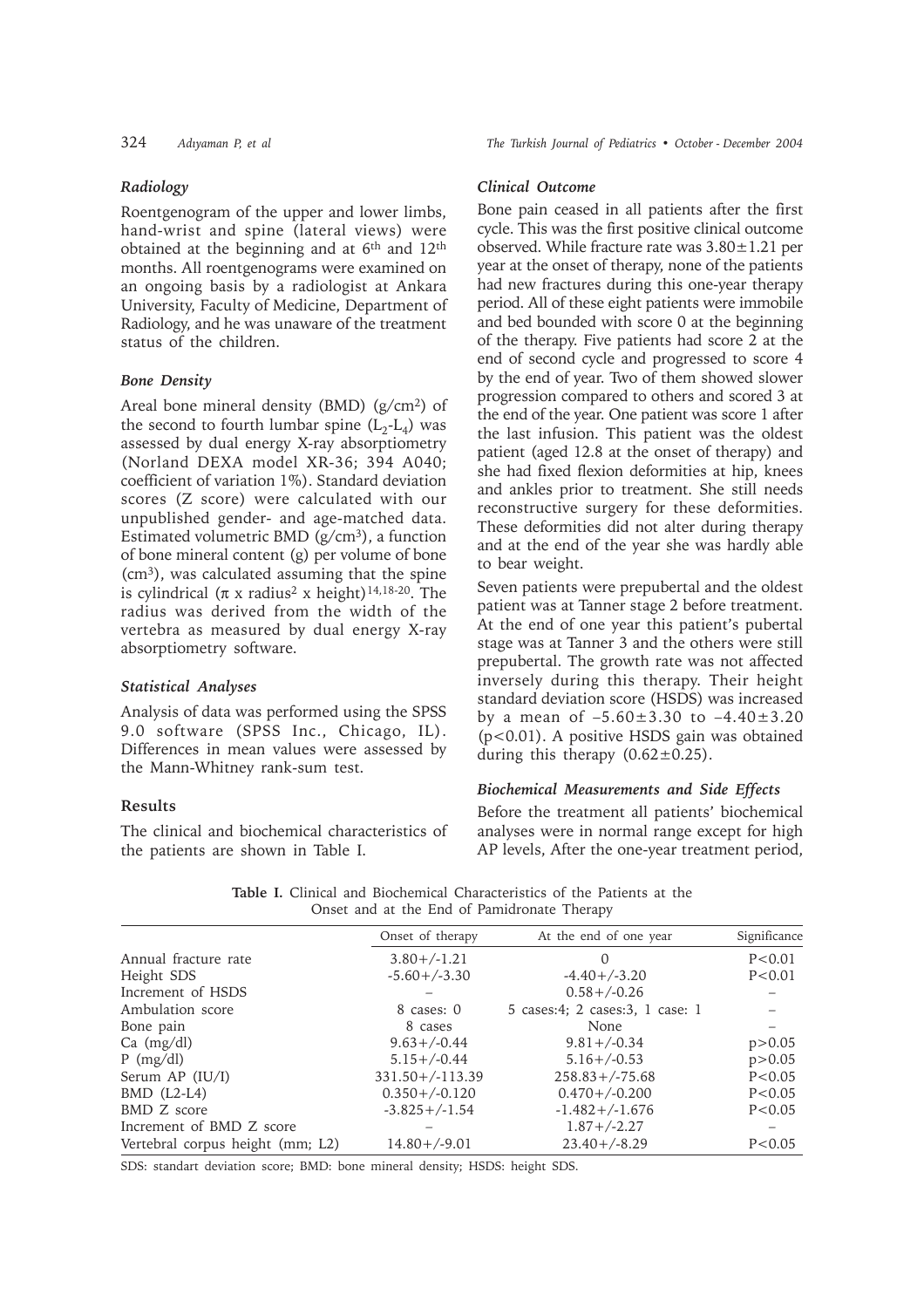### Radiology

Roentgenogram of the upper and lower limbs, hand-wrist and spine (lateral views) were obtained at the beginning and at 6th and 12th months. All roentgenograms were examined on an ongoing basis by a radiologist at Ankara University, Faculty of Medicine, Department of Radiology, and he was unaware of the treatment status of the children.

### Bone Density

Areal bone mineral density (BMD) ($g/cm^2$) of the second to fourth lumbar spine ($L_2$-$L_4$) was assessed by dual energy X-ray absorptiometry (Norland DEXA model XR-36; 394 A040; coefficient of variation 1%). Standard deviation scores (Z score) were calculated with our unpublished gender- and age-matched data. Estimated volumetric BMD ($g/cm^3$), a function of bone mineral content (g) per volume of bone ($cm^3$), was calculated assuming that the spine is cylindrical ($\pi$ x radius$^2$ x height)[14,18-20]. The radius was derived from the width of the vertebra as measured by dual energy X-ray absorptiometry software.

### Statistical Analyses

Analysis of data was performed using the SPSS 9.0 software (SPSS Inc., Chicago, IL). Differences in mean values were assessed by the Mann-Whitney rank-sum test.

## Results

The clinical and biochemical characteristics of the patients are shown in Table I.

### Clinical Outcome

Bone pain ceased in all patients after the first cycle. This was the first positive clinical outcome observed. While fracture rate was $3.80\pm1.21$ per year at the onset of therapy, none of the patients had new fractures during this one-year therapy period. All of these eight patients were immobile and bed bounded with score 0 at the beginning of the therapy. Five patients had score 2 at the end of second cycle and progressed to score 4 by the end of year. Two of them showed slower progression compared to others and scored 3 at the end of the year. One patient was score 1 after the last infusion. This patient was the oldest patient (aged 12.8 at the onset of therapy) and she had fixed flexion deformities at hip, knees and ankles prior to treatment. She still needs reconstructive surgery for these deformities. These deformities did not alter during therapy and at the end of the year she was hardly able to bear weight.

Seven patients were prepubertal and the oldest patient was at Tanner stage 2 before treatment. At the end of one year this patient's pubertal stage was at Tanner 3 and the others were still prepubertal. The growth rate was not affected inversely during this therapy. Their height standard deviation score (HSDS) was increased by a mean of $-5.60\pm3.30$ to $-4.40\pm3.20$ ($p<0.01$). A positive HSDS gain was obtained during this therapy ($0.62\pm0.25$).

### Biochemical Measurements and Side Effects

Before the treatment all patients' biochemical analyses were in normal range except for high AP levels, After the one-year treatment period,

**Table I.** Clinical and Biochemical Characteristics of the Patients at the Onset and at the End of Pamidronate Therapy

| | Onset of therapy | At the end of one year | Significance |
|---|---|---|---|
| Annual fracture rate | 3.80+/-1.21 | 0 | P<0.01 |
| Height SDS | -5.60+/-3.30 | -4.40+/-3.20 | P<0.01 |
| Increment of HSDS | – | 0.58+/-0.26 | – |
| Ambulation score | 8 cases: 0 | 5 cases:4; 2 cases:3, 1 case: 1 | – |
| Bone pain | 8 cases | None | – |
| Ca (mg/dl) | 9.63+/-0.44 | 9.81+/-0.34 | p>0.05 |
| P (mg/dl) | 5.15+/-0.44 | 5.16+/-0.53 | p>0.05 |
| Serum AP (IU/I) | 331.50+/-113.39 | 258.83+/-75.68 | P<0.05 |
| BMD (L2-L4) | 0.350+/-0.120 | 0.470+/-0.200 | P<0.05 |
| BMD Z score | -3.825+/-1.54 | -1.482+/-1.676 | P<0.05 |
| Increment of BMD Z score | – | 1.87+/-2.27 | – |
| Vertebral corpus height (mm; L2) | 14.80+/-9.01 | 23.40+/-8.29 | P<0.05 |

SDS: standart deviation score; BMD: bone mineral density; HSDS: height SDS.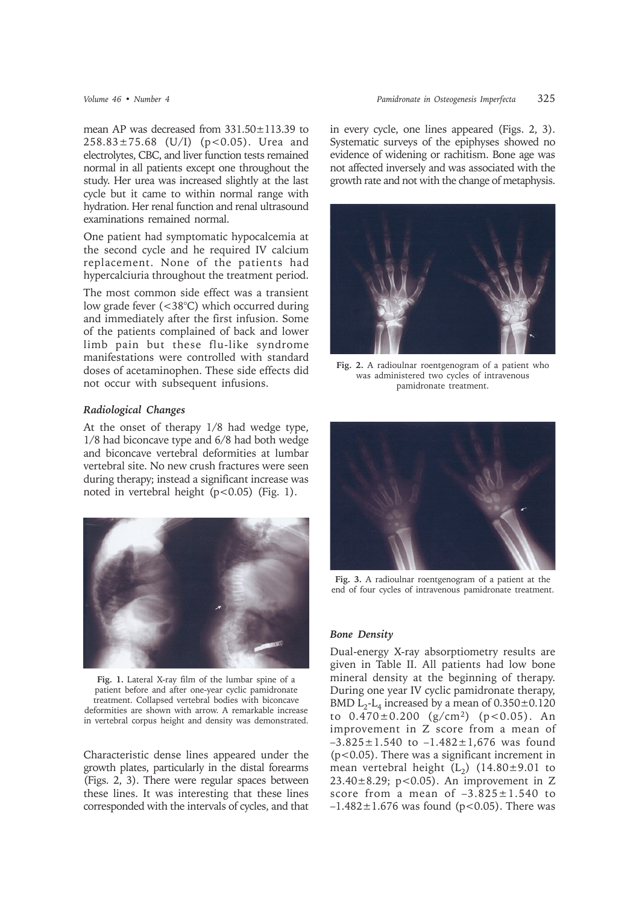mean AP was decreased from 331.50±113.39 to 258.83±75.68 (U/l) ($p<0.05$). Urea and electrolytes, CBC, and liver function tests remained normal in all patients except one throughout the study. Her urea was increased slightly at the last cycle but it came to within normal range with hydration. Her renal function and renal ultrasound examinations remained normal.

One patient had symptomatic hypocalcemia at the second cycle and he required IV calcium replacement. None of the patients had hypercalciuria throughout the treatment period.

The most common side effect was a transient low grade fever (<38°C) which occurred during and immediately after the first infusion. Some of the patients complained of back and lower limb pain but these flu-like syndrome manifestations were controlled with standard doses of acetaminophen. These side effects did not occur with subsequent infusions.

### *Radiological Changes*

At the onset of therapy 1/8 had wedge type, 1/8 had biconcave type and 6/8 had both wedge and biconcave vertebral deformities at lumbar vertebral site. No new crush fractures were seen during therapy; instead a significant increase was noted in vertebral height ($p<0.05$) (Fig. 1).

**Fig. 1.** Lateral X-ray film of the lumbar spine of a patient before and after one-year cyclic pamidronate treatment. Collapsed vertebral bodies with biconcave deformities are shown with arrow. A remarkable increase in vertebral corpus height and density was demonstrated.

Characteristic dense lines appeared under the growth plates, particularly in the distal forearms (Figs. 2, 3). There were regular spaces between these lines. It was interesting that these lines corresponded with the intervals of cycles, and that in every cycle, one lines appeared (Figs. 2, 3). Systematic surveys of the epiphyses showed no evidence of widening or rachitism. Bone age was not affected inversely and was associated with the growth rate and not with the change of metaphysis.

**Fig. 2.** A radioulnar roentgenogram of a patient who was administered two cycles of intravenous pamidronate treatment.

**Fig. 3.** A radioulnar roentgenogram of a patient at the end of four cycles of intravenous pamidronate treatment.

### *Bone Density*

Dual-energy X-ray absorptiometry results are given in Table II. All patients had low bone mineral density at the beginning of therapy. During one year IV cyclic pamidronate therapy, BMD $L_2$-$L_4$ increased by a mean of 0.350±0.120 to 0.470±0.200 (g/cm$^2$) ($p<0.05$). An improvement in Z score from a mean of –3.825±1.540 to –1.482±1,676 was found ($p<0.05$). There was a significant increment in mean vertebral height ($L_2$) (14.80±9.01 to 23.40±8.29; $p<0.05$). An improvement in Z score from a mean of –3.825±1.540 to –1.482±1.676 was found ($p<0.05$). There was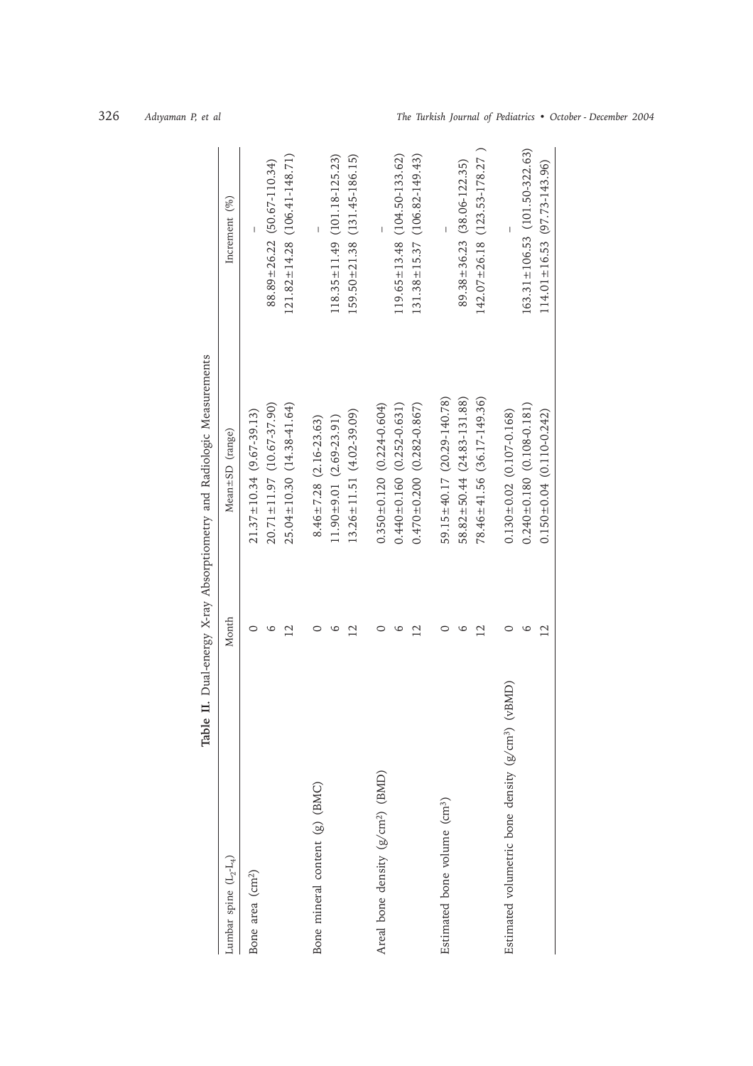**Table II.** Dual-energy X-ray Absorptiometry and Radiologic Measurements

| Lumbar spine ($L_2$-$L_4$) | Month | Mean±SD (range) | Increment (%) |
|---|---|---|---|
| Bone area ($cm^2$) | 0 | 21.37±10.34 (9.67-39.13) | – |
| | 6 | 20.71±11.97 (10.67-37.90) | 88.89±26.22 (50.67-110.34) |
| | 12 | 25.04±10.30 (14.38-41.64) | 121.82±14.28 (106.41-148.71) |
| Bone mineral content (g) (BMC) | 0 | 8.46±7.28 (2.16-23.63) | – |
| | 6 | 11.90±9.01 (2.69-23.91) | 118.35±11.49 (101.18-125.23) |
| | 12 | 13.26±11.51 (4.02-39.09) | 159.50±21.38 (131.45-186.15) |
| Areal bone density ($g/cm^2$) (BMD) | 0 | 0.350±0.120 (0.224-0.604) | – |
| | 6 | 0.440±0.160 (0.252-0.631) | 119.65±13.48 (104.50-133.62) |
| | 12 | 0.470±0.200 (0.282-0.867) | 131.38±15.37 (106.82-149.43) |
| Estimated bone volume ($cm^3$) | 0 | 59.15±40.17 (20.29-140.78) | – |
| | 6 | 58.82±50.44 (24.83-131.88) | 89.38±36.23 (38.06-122.35) |
| | 12 | 78.46±41.56 (36.17-149.36) | 142.07±26.18 (123.53-178.27 ) |
| Estimated volumetric bone density ($g/cm^3$) (vBMD) | 0 | 0.130±0.02 (0.107-0.168) | – |
| | 6 | 0.240±0.180 (0.108-0.181) | 163.31±106.53 (101.50-322.63) |
| | 12 | 0.150±0.04 (0.110-0.242) | 114.01±16.53 (97.73-143.96) |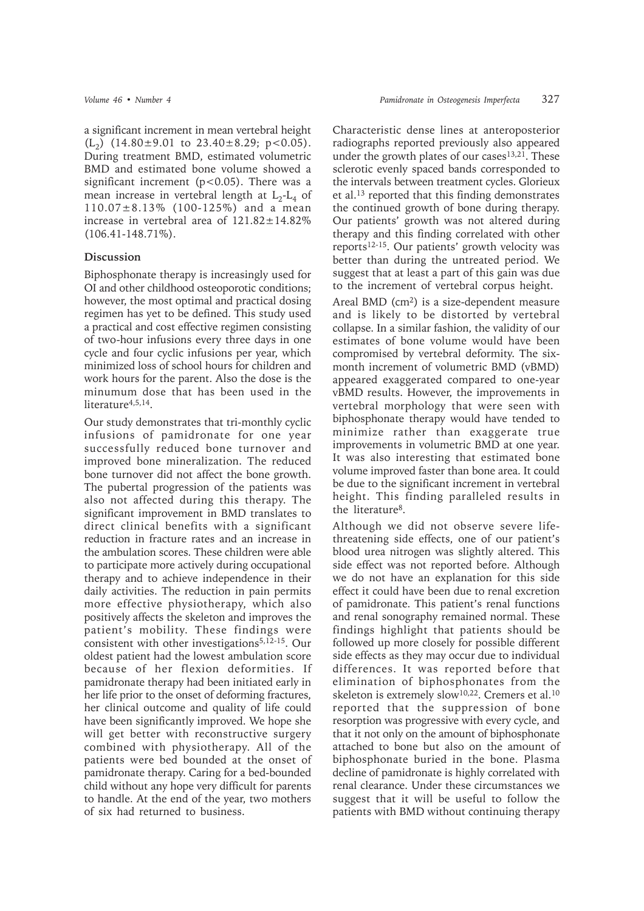a significant increment in mean vertebral height ($L_2$) ($14.80 \pm 9.01$ to $23.40 \pm 8.29$; $p<0.05$). During treatment BMD, estimated volumetric BMD and estimated bone volume showed a significant increment ($p<0.05$). There was a mean increase in vertebral length at $L_2$-$L_4$ of $110.07 \pm 8.13\%$ (100-125%) and a mean increase in vertebral area of $121.82 \pm 14.82\%$ (106.41-148.71%).

## Discussion

Biphosphonate therapy is increasingly used for OI and other childhood osteoporotic conditions; however, the most optimal and practical dosing regimen has yet to be defined. This study used a practical and cost effective regimen consisting of two-hour infusions every three days in one cycle and four cyclic infusions per year, which minimized loss of school hours for children and work hours for the parent. Also the dose is the minumum dose that has been used in the literature[4,5,14].

Our study demonstrates that tri-monthly cyclic infusions of pamidronate for one year successfully reduced bone turnover and improved bone mineralization. The reduced bone turnover did not affect the bone growth. The pubertal progression of the patients was also not affected during this therapy. The significant improvement in BMD translates to direct clinical benefits with a significant reduction in fracture rates and an increase in the ambulation scores. These children were able to participate more actively during occupational therapy and to achieve independence in their daily activities. The reduction in pain permits more effective physiotherapy, which also positively affects the skeleton and improves the patient's mobility. These findings were consistent with other investigations[5,12-15]. Our oldest patient had the lowest ambulation score because of her flexion deformities. If pamidronate therapy had been initiated early in her life prior to the onset of deforming fractures, her clinical outcome and quality of life could have been significantly improved. We hope she will get better with reconstructive surgery combined with physiotherapy. All of the patients were bed bounded at the onset of pamidronate therapy. Caring for a bed-bounded child without any hope very difficult for parents to handle. At the end of the year, two mothers of six had returned to business.

Characteristic dense lines at anteroposterior radiographs reported previously also appeared under the growth plates of our cases[13,21]. These sclerotic evenly spaced bands corresponded to the intervals between treatment cycles. Glorieux et al.[13] reported that this finding demonstrates the continued growth of bone during therapy. Our patients' growth was not altered during therapy and this finding correlated with other reports[12-15]. Our patients' growth velocity was better than during the untreated period. We suggest that at least a part of this gain was due to the increment of vertebral corpus height.

Areal BMD ($cm^2$) is a size-dependent measure and is likely to be distorted by vertebral collapse. In a similar fashion, the validity of our estimates of bone volume would have been compromised by vertebral deformity. The six-month increment of volumetric BMD (vBMD) appeared exaggerated compared to one-year vBMD results. However, the improvements in vertebral morphology that were seen with biphosphonate therapy would have tended to minimize rather than exaggerate true improvements in volumetric BMD at one year. It was also interesting that estimated bone volume improved faster than bone area. It could be due to the significant increment in vertebral height. This finding paralleled results in the literature[8].

Although we did not observe severe life-threatening side effects, one of our patient's blood urea nitrogen was slightly altered. This side effect was not reported before. Although we do not have an explanation for this side effect it could have been due to renal excretion of pamidronate. This patient's renal functions and renal sonography remained normal. These findings highlight that patients should be followed up more closely for possible different side effects as they may occur due to individual differences. It was reported before that elimination of biphosphonates from the skeleton is extremely slow[10,22]. Cremers et al.[10] reported that the suppression of bone resorption was progressive with every cycle, and that it not only on the amount of biphosphonate attached to bone but also on the amount of biphosphonate buried in the bone. Plasma decline of pamidronate is highly correlated with renal clearance. Under these circumstances we suggest that it will be useful to follow the patients with BMD without continuing therapy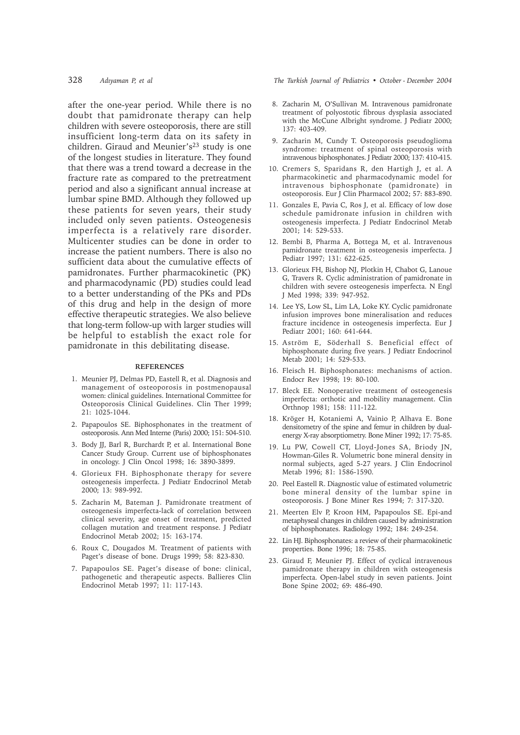after the one-year period. While there is no doubt that pamidronate therapy can help children with severe osteoporosis, there are still insufficient long-term data on its safety in children. Giraud and Meunier's[23] study is one of the longest studies in literature. They found that there was a trend toward a decrease in the fracture rate as compared to the pretreatment period and also a significant annual increase at lumbar spine BMD. Although they followed up these patients for seven years, their study included only seven patients. Osteogenesis imperfecta is a relatively rare disorder. Multicenter studies can be done in order to increase the patient numbers. There is also no sufficient data about the cumulative effects of pamidronates. Further pharmacokinetic (PK) and pharmacodynamic (PD) studies could lead to a better understanding of the PKs and PDs of this drug and help in the design of more effective therapeutic strategies. We also believe that long-term follow-up with larger studies will be helpful to establish the exact role for pamidronate in this debilitating disease.

## REFERENCES

1. Meunier PJ, Delmas PD, Eastell R, et al. Diagnosis and management of osteoporosis in postmenopausal women: clinical guidelines. International Committee for Osteoporosis Clinical Guidelines. Clin Ther 1999; 21: 1025-1044.
2. Papapoulos SE. Biphosphonates in the treatment of osteoporosis. Ann Med Interne (Paris) 2000; 151: 504-510.
3. Body JJ, Barl R, Burchardt P, et al. International Bone Cancer Study Group. Current use of biphosphonates in oncology. J Clin Oncol 1998; 16: 3890-3899.
4. Glorieux FH. Biphosphonate therapy for severe osteogenesis imperfecta. J Pediatr Endocrinol Metab 2000; 13: 989-992.
5. Zacharin M, Bateman J. Pamidronate treatment of osteogenesis imperfecta-lack of correlation between clinical severity, age onset of treatment, predicted collagen mutation and treatment response. J Pediatr Endocrinol Metab 2002; 15: 163-174.
6. Roux C, Dougados M. Treatment of patients with Paget's disease of bone. Drugs 1999; 58: 823-830.
7. Papapoulos SE. Paget's disease of bone: clinical, pathogenetic and therapeutic aspects. Ballieres Clin Endocrinol Metab 1997; 11: 117-143.
8. Zacharin M, O'Sullivan M. Intravenous pamidronate treatment of polyostotic fibrous dysplasia associated with the McCune Albright syndrome. J Pediatr 2000; 137: 403-409.
9. Zacharin M, Cundy T. Osteoporosis pseudoglioma syndrome: treatment of spinal osteoporosis with intravenous biphosphonates. J Pediatr 2000; 137: 410-415.
10. Cremers S, Sparidans R, den Hartigh J, et al. A pharmacokinetic and pharmacodynamic model for intravenous biphosphonate (pamidronate) in osteoporosis. Eur J Clin Pharmacol 2002; 57: 883-890.
11. Gonzales E, Pavia C, Ros J, et al. Efficacy of low dose schedule pamidronate infusion in children with osteogenesis imperfecta. J Pediatr Endocrinol Metab 2001; 14: 529-533.
12. Bembi B, Pharma A, Bottega M, et al. Intravenous pamidronate treatment in osteogenesis imperfecta. J Pediatr 1997; 131: 622-625.
13. Glorieux FH, Bishop NJ, Plotkin H, Chabot G, Lanoue G, Travers R. Cyclic administration of pamidronate in children with severe osteogenesis imperfecta. N Engl J Med 1998; 339: 947-952.
14. Lee YS, Low SL, Lim LA, Loke KY. Cyclic pamidronate infusion improves bone mineralisation and reduces fracture incidence in osteogenesis imperfecta. Eur J Pediatr 2001; 160: 641-644.
15. Aström E, Söderhall S. Beneficial effect of biphosphonate during five years. J Pediatr Endocrinol Metab 2001; 14: 529-533.
16. Fleisch H. Biphosphonates: mechanisms of action. Endocr Rev 1998; 19: 80-100.
17. Bleck EE. Nonoperative treatment of osteogenesis imperfecta: orthotic and mobility management. Clin Orthnop 1981; 158: 111-122.
18. Kröger H, Kotaniemi A, Vainio P, Alhava E. Bone densitometry of the spine and femur in children by dual-energy X-ray absorptiometry. Bone Miner 1992; 17: 75-85.
19. Lu PW, Cowell CT, Lloyd-Jones SA, Briody JN, Howman-Giles R. Volumetric bone mineral density in normal subjects, aged 5-27 years. J Clin Endocrinol Metab 1996; 81: 1586-1590.
20. Peel Eastell R. Diagnostic value of estimated volumetric bone mineral density of the lumbar spine in osteoporosis. J Bone Miner Res 1994; 7: 317-320.
21. Meerten Elv P, Kroon HM, Papapoulos SE. Epi-and metaphyseal changes in children caused by administration of biphosphonates. Radiology 1992; 184: 249-254.
22. Lin HJ. Biphosphonates: a review of their pharmacokinetic properties. Bone 1996; 18: 75-85.
23. Giraud F, Meunier PJ. Effect of cyclical intravenous pamidronate therapy in children with osteogenesis imperfecta. Open-label study in seven patients. Joint Bone Spine 2002; 69: 486-490.